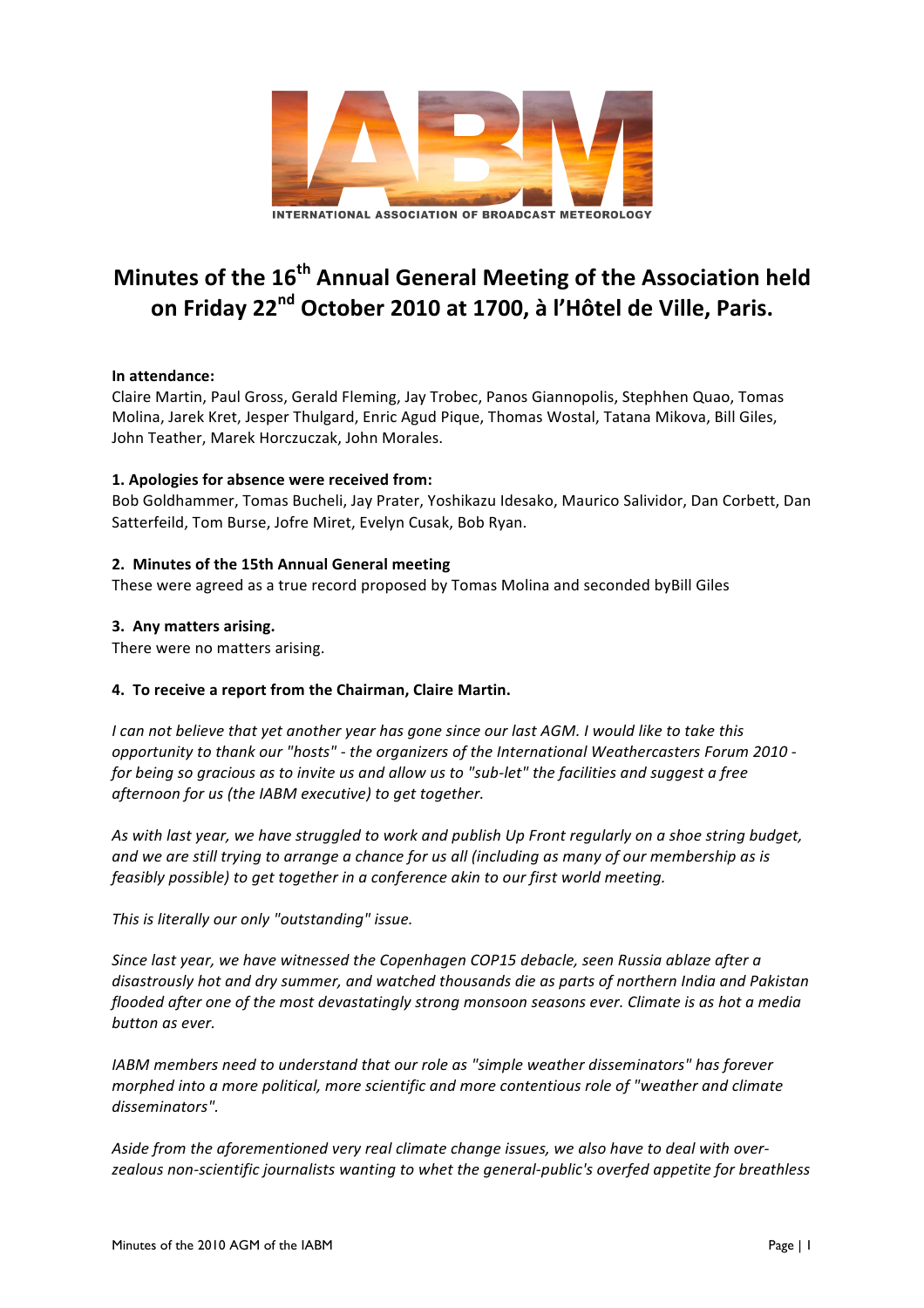IABM

INTERNATIONAL ASSOCIATION OF BROADCAST METEOROLOGY

# Minutes of the 16th Annual General Meeting of the Association held on Friday 22nd October 2010 at 1700, à l'Hôtel de Ville, Paris.

**In attendance:**
Claire Martin, Paul Gross, Gerald Fleming, Jay Trobec, Panos Giannopolis, Stephhen Quao, Tomas Molina, Jarek Kret, Jesper Thulgard, Enric Agud Pique, Thomas Wostal, Tatana Mikova, Bill Giles, John Teather, Marek Horczuczak, John Morales.

**1. Apologies for absence were received from:**
Bob Goldhammer, Tomas Bucheli, Jay Prater, Yoshikazu Idesako, Maurico Salividor, Dan Corbett, Dan Satterfeild, Tom Burse, Jofre Miret, Evelyn Cusak, Bob Ryan.

**2. Minutes of the 15th Annual General meeting**
These were agreed as a true record proposed by Tomas Molina and seconded byBill Giles

**3. Any matters arising.**
There were no matters arising.

**4. To receive a report from the Chairman, Claire Martin.**

*I can not believe that yet another year has gone since our last AGM. I would like to take this opportunity to thank our "hosts" - the organizers of the International Weathercasters Forum 2010 - for being so gracious as to invite us and allow us to "sub-let" the facilities and suggest a free afternoon for us (the IABM executive) to get together.*

*As with last year, we have struggled to work and publish Up Front regularly on a shoe string budget, and we are still trying to arrange a chance for us all (including as many of our membership as is feasibly possible) to get together in a conference akin to our first world meeting.*

*This is literally our only "outstanding" issue.*

*Since last year, we have witnessed the Copenhagen COP15 debacle, seen Russia ablaze after a disastrously hot and dry summer, and watched thousands die as parts of northern India and Pakistan flooded after one of the most devastatingly strong monsoon seasons ever. Climate is as hot a media button as ever.*

*IABM members need to understand that our role as "simple weather disseminators" has forever morphed into a more political, more scientific and more contentious role of "weather and climate disseminators".*

*Aside from the aforementioned very real climate change issues, we also have to deal with over-zealous non-scientific journalists wanting to whet the general-public's overfed appetite for breathless*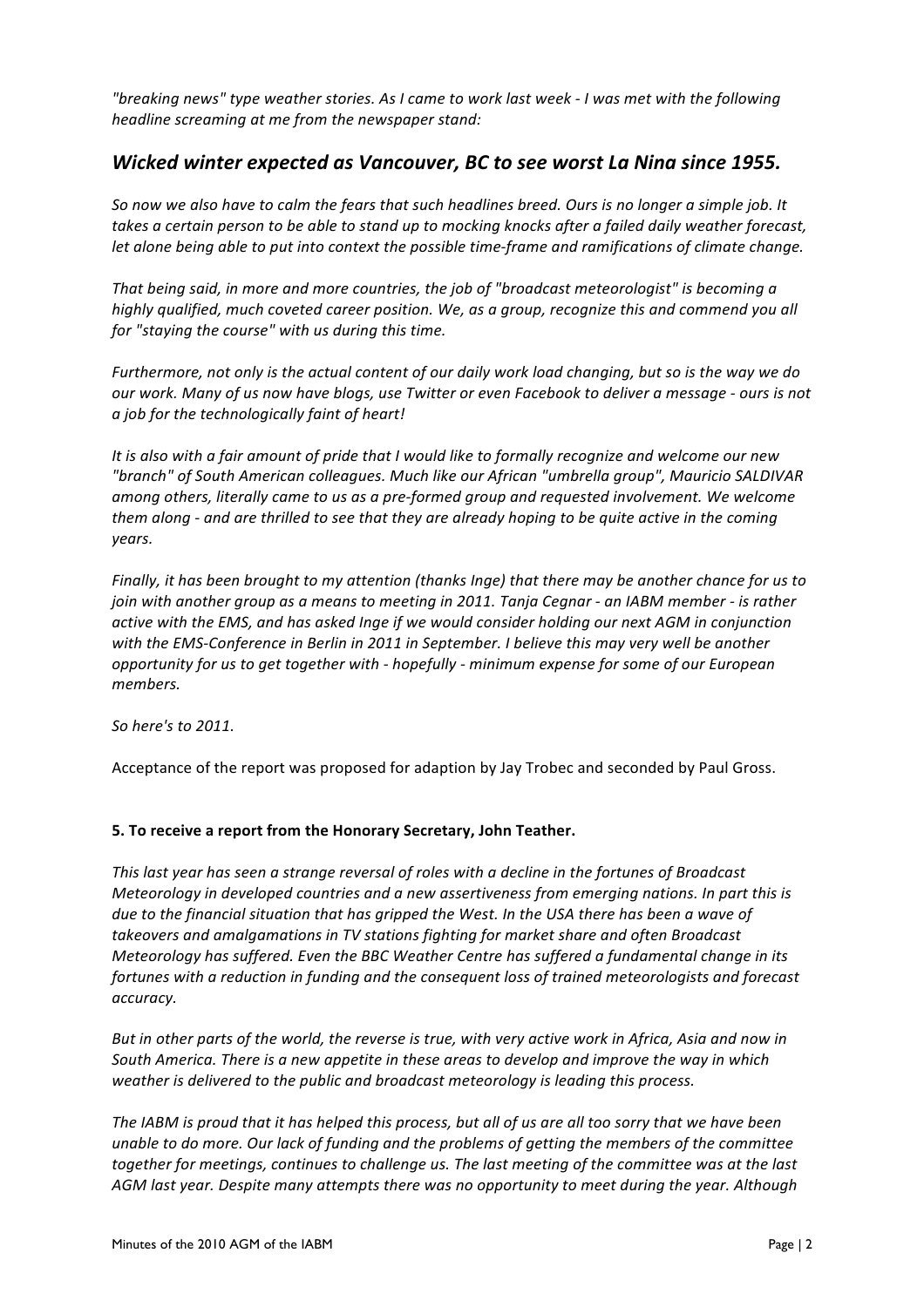*"breaking news" type weather stories. As I came to work last week - I was met with the following headline screaming at me from the newspaper stand:*

## *Wicked winter expected as Vancouver, BC to see worst La Nina since 1955.*

*So now we also have to calm the fears that such headlines breed. Ours is no longer a simple job. It takes a certain person to be able to stand up to mocking knocks after a failed daily weather forecast, let alone being able to put into context the possible time-frame and ramifications of climate change.*

*That being said, in more and more countries, the job of "broadcast meteorologist" is becoming a highly qualified, much coveted career position. We, as a group, recognize this and commend you all for "staying the course" with us during this time.*

*Furthermore, not only is the actual content of our daily work load changing, but so is the way we do our work. Many of us now have blogs, use Twitter or even Facebook to deliver a message - ours is not a job for the technologically faint of heart!*

*It is also with a fair amount of pride that I would like to formally recognize and welcome our new "branch" of South American colleagues. Much like our African "umbrella group", Mauricio SALDIVAR among others, literally came to us as a pre-formed group and requested involvement. We welcome them along - and are thrilled to see that they are already hoping to be quite active in the coming years.*

*Finally, it has been brought to my attention (thanks Inge) that there may be another chance for us to join with another group as a means to meeting in 2011. Tanja Cegnar - an IABM member - is rather active with the EMS, and has asked Inge if we would consider holding our next AGM in conjunction with the EMS-Conference in Berlin in 2011 in September. I believe this may very well be another opportunity for us to get together with - hopefully - minimum expense for some of our European members.*

*So here's to 2011.*

Acceptance of the report was proposed for adaption by Jay Trobec and seconded by Paul Gross.

**5. To receive a report from the Honorary Secretary, John Teather.**

*This last year has seen a strange reversal of roles with a decline in the fortunes of Broadcast Meteorology in developed countries and a new assertiveness from emerging nations. In part this is due to the financial situation that has gripped the West. In the USA there has been a wave of takeovers and amalgamations in TV stations fighting for market share and often Broadcast Meteorology has suffered. Even the BBC Weather Centre has suffered a fundamental change in its fortunes with a reduction in funding and the consequent loss of trained meteorologists and forecast accuracy.*

*But in other parts of the world, the reverse is true, with very active work in Africa, Asia and now in South America. There is a new appetite in these areas to develop and improve the way in which weather is delivered to the public and broadcast meteorology is leading this process.*

*The IABM is proud that it has helped this process, but all of us are all too sorry that we have been unable to do more. Our lack of funding and the problems of getting the members of the committee together for meetings, continues to challenge us. The last meeting of the committee was at the last AGM last year. Despite many attempts there was no opportunity to meet during the year. Although*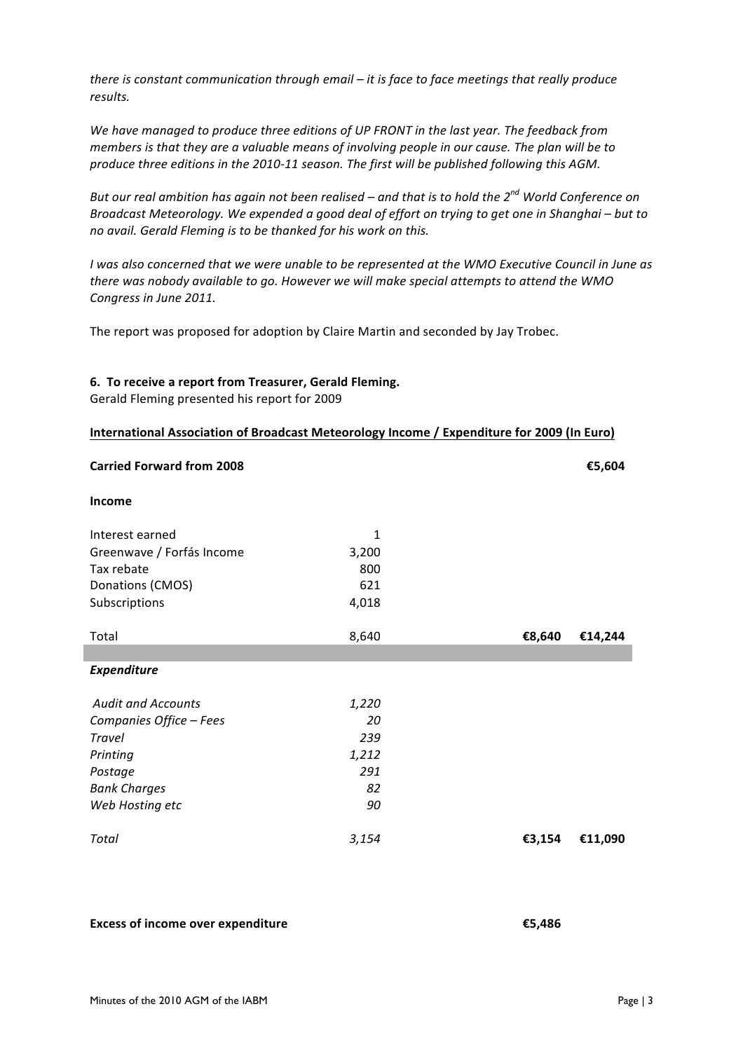*there is constant communication through email – it is face to face meetings that really produce results.*

*We have managed to produce three editions of UP FRONT in the last year. The feedback from members is that they are a valuable means of involving people in our cause. The plan will be to produce three editions in the 2010-11 season. The first will be published following this AGM.*

*But our real ambition has again not been realised – and that is to hold the 2nd World Conference on Broadcast Meteorology. We expended a good deal of effort on trying to get one in Shanghai – but to no avail. Gerald Fleming is to be thanked for his work on this.*

*I was also concerned that we were unable to be represented at the WMO Executive Council in June as there was nobody available to go. However we will make special attempts to attend the WMO Congress in June 2011.*

The report was proposed for adoption by Claire Martin and seconded by Jay Trobec.

### 6. To receive a report from Treasurer, Gerald Fleming.

Gerald Fleming presented his report for 2009

**<u>International Association of Broadcast Meteorology Income / Expenditure for 2009 (In Euro)</u>**

| | | | |
|---|---|---|---|
| **Carried Forward from 2008** | | | **€5,604** |
| **Income** | | | |
| Interest earned | 1 | | |
| Greenwave / Forfás Income | 3,200 | | |
| Tax rebate | 800 | | |
| Donations (CMOS) | 621 | | |
| Subscriptions | 4,018 | | |
| Total | 8,640 | **€8,640** | **€14,244** |
| ***Expenditure*** | | | |
| *Audit and Accounts* | *1,220* | | |
| *Companies Office – Fees* | *20* | | |
| *Travel* | *239* | | |
| *Printing* | *1,212* | | |
| *Postage* | *291* | | |
| *Bank Charges* | *82* | | |
| *Web Hosting etc* | *90* | | |
| *Total* | *3,154* | **€3,154** | **€11,090** |
| **Excess of income over expenditure** | | **€5,486** | |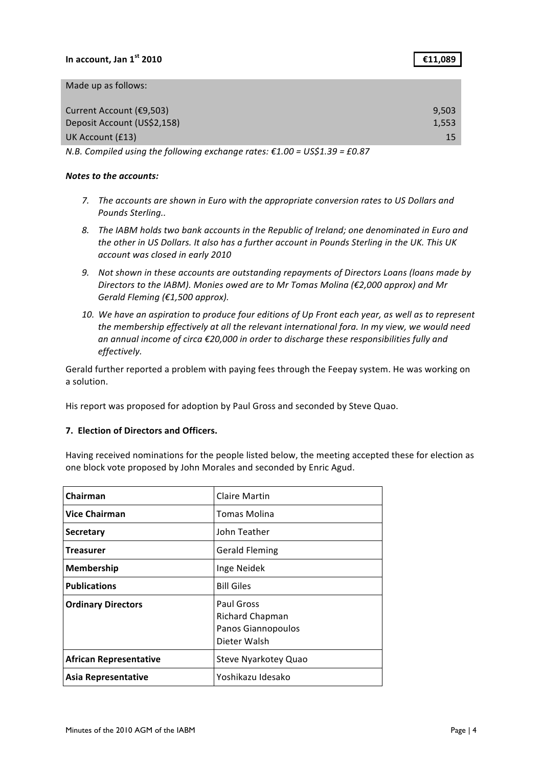**In account, Jan 1st 2010** **€11,089**

| Made up as follows: | |
|---|---|
| Current Account (€9,503) | 9,503 |
| Deposit Account (US$2,158) | 1,553 |
| UK Account (£13) | 15 |

*N.B. Compiled using the following exchange rates: €1.00 = US$1.39 = £0.87*

***Notes to the accounts:***

7. *The accounts are shown in Euro with the appropriate conversion rates to US Dollars and Pounds Sterling..*
8. *The IABM holds two bank accounts in the Republic of Ireland; one denominated in Euro and the other in US Dollars. It also has a further account in Pounds Sterling in the UK. This UK account was closed in early 2010*
9. *Not shown in these accounts are outstanding repayments of Directors Loans (loans made by Directors to the IABM). Monies owed are to Mr Tomas Molina (€2,000 approx) and Mr Gerald Fleming (€1,500 approx).*
10. *We have an aspiration to produce four editions of Up Front each year, as well as to represent the membership effectively at all the relevant international fora. In my view, we would need an annual income of circa €20,000 in order to discharge these responsibilities fully and effectively.*

Gerald further reported a problem with paying fees through the Feepay system. He was working on a solution.

His report was proposed for adoption by Paul Gross and seconded by Steve Quao.

**7. Election of Directors and Officers.**

Having received nominations for the people listed below, the meeting accepted these for election as one block vote proposed by John Morales and seconded by Enric Agud.

| | |
|---|---|
| **Chairman** | Claire Martin |
| **Vice Chairman** | Tomas Molina |
| **Secretary** | John Teather |
| **Treasurer** | Gerald Fleming |
| **Membership** | Inge Neidek |
| **Publications** | Bill Giles |
| **Ordinary Directors** | Paul Gross<br>Richard Chapman<br>Panos Giannopoulos<br>Dieter Walsh |
| **African Representative** | Steve Nyarkotey Quao |
| **Asia Representative** | Yoshikazu Idesako |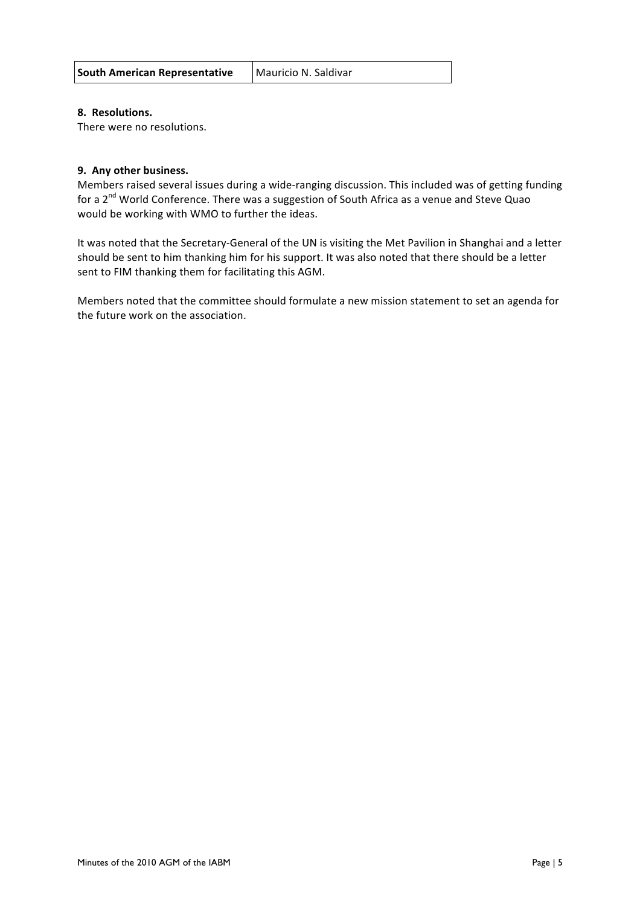| | |
|---|---|
| **South American Representative** | Mauricio N. Saldivar |

**8. Resolutions.**

There were no resolutions.

**9. Any other business.**

Members raised several issues during a wide-ranging discussion. This included was of getting funding for a 2nd World Conference. There was a suggestion of South Africa as a venue and Steve Quao would be working with WMO to further the ideas.

It was noted that the Secretary-General of the UN is visiting the Met Pavilion in Shanghai and a letter should be sent to him thanking him for his support. It was also noted that there should be a letter sent to FIM thanking them for facilitating this AGM.

Members noted that the committee should formulate a new mission statement to set an agenda for the future work on the association.